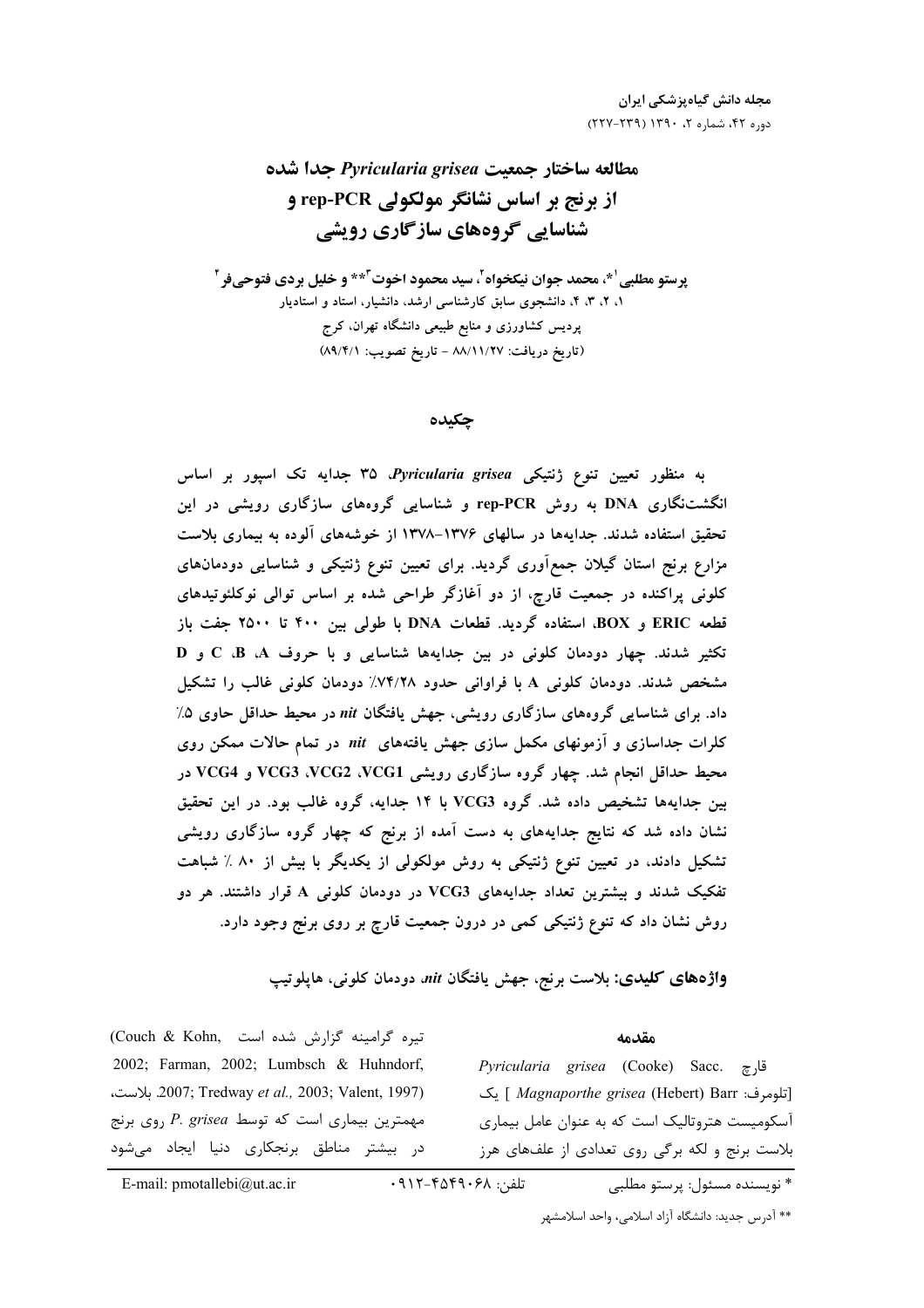# مطالعه ساختار جمعیت *Pyricularia grisea* جدا شده از برنج بر اساس نشانگر مولکولی rep-PCR و شناسایی گروه‌های سازگاری رویشی

**پرستو مطلبی[1]*، محمد جوان نیکخواه[2]، سید محمود اخوت[3]** و خلیل بردی فتوحی‌فر[4]**

۱، ۲، ۳، ۴، دانشجوی سابق کارشناسی ارشد، دانشیار، استاد و استادیار
پردیس کشاورزی و منابع طبیعی دانشگاه تهران، کرج
(تاریخ دریافت: ۸۸/۱۱/۲۷ - تاریخ تصویب: ۸۹/۴/۱)

## چکیده

به منظور تعیین تنوع ژنتیکی *Pyricularia grisea*، ۳۵ جدایه تک اسپور بر اساس انگشت‌نگاری DNA به روش rep-PCR و شناسایی گروه‌های سازگاری رویشی در این تحقیق استفاده شدند. جدایه‌ها در سالهای ۱۳۷۶-۱۳۷۸ از خوشه‌های آلوده به بیماری بلاست مزارع برنج استان گیلان جمع‌آوری گردید. برای تعیین تنوع ژنتیکی و شناسایی دودمان‌های کلونی پراکنده در جمعیت قارچ، از دو آغازگر طراحی شده بر اساس توالی نوکلئوتیدهای قطعه ERIC و BOX، استفاده گردید. قطعات DNA با طولی بین ۴۰۰ تا ۲۵۰۰ جفت باز تکثیر شدند. چهار دودمان کلونی در بین جدایه‌ها شناسایی و با حروف A، B، C و D مشخص شدند. دودمان کلونی A با فراوانی حدود ۷۴/۲۸٪ دودمان کلونی غالب را تشکیل داد. برای شناسایی گروه‌های سازگاری رویشی، جهش یافتگان *nit* در محیط حداقل حاوی ۵٪ کلرات جداسازی و آزمونهای مکمل سازی جهش یافته‌های *nit* در تمام حالات ممکن روی محیط حداقل انجام شد. چهار گروه سازگاری رویشی VCG1، VCG2، VCG3 و VCG4 در بین جدایه‌ها تشخیص داده شد. گروه VCG3 با ۱۴ جدایه، گروه غالب بود. در این تحقیق نشان داده شد که نتایج جدایه‌های به دست آمده از برنج که چهار گروه سازگاری رویشی تشکیل دادند، در تعیین تنوع ژنتیکی به روش مولکولی از یکدیگر با بیش از ۸۰ ٪ شباهت تفکیک شدند و بیشترین تعداد جدایه‌های VCG3 در دودمان کلونی A قرار داشتند. هر دو روش نشان داد که تنوع ژنتیکی کمی در درون جمعیت قارچ بر روی برنج وجود دارد.

**واژه‌های کلیدی:** بلاست برنج، جهش یافتگان *nit*، دودمان کلونی، هاپلوتیپ

## مقدمه

قارچ *Pyricularia grisea* (Cooke) Sacc. [تلومرف: *Magnaporthe grisea* (Hebert) Barr ] یک آسکومیست هتروتالیک است که به عنوان عامل بیماری بلاست برنج و لکه برگی روی تعدادی از علف‌های هرز تیره گرامینه گزارش شده است (Couch & Kohn, 2002; Farman, 2002; Lumbsch & Huhndorf, 2007; Tredway *et al.,* 2003; Valent, 1997). بلاست، مهمترین بیماری است که توسط *P. grisea* روی برنج در بیشتر مناطق برنجکاری دنیا ایجاد می‌شود

\* نویسنده مسئول: پرستو مطلبی تلفن: ۰۹۱۲-۴۵۴۹۰۶۸ E-mail: pmotallebi@ut.ac.ir

\*\* آدرس جدید: دانشگاه آزاد اسلامی، واحد اسلامشهر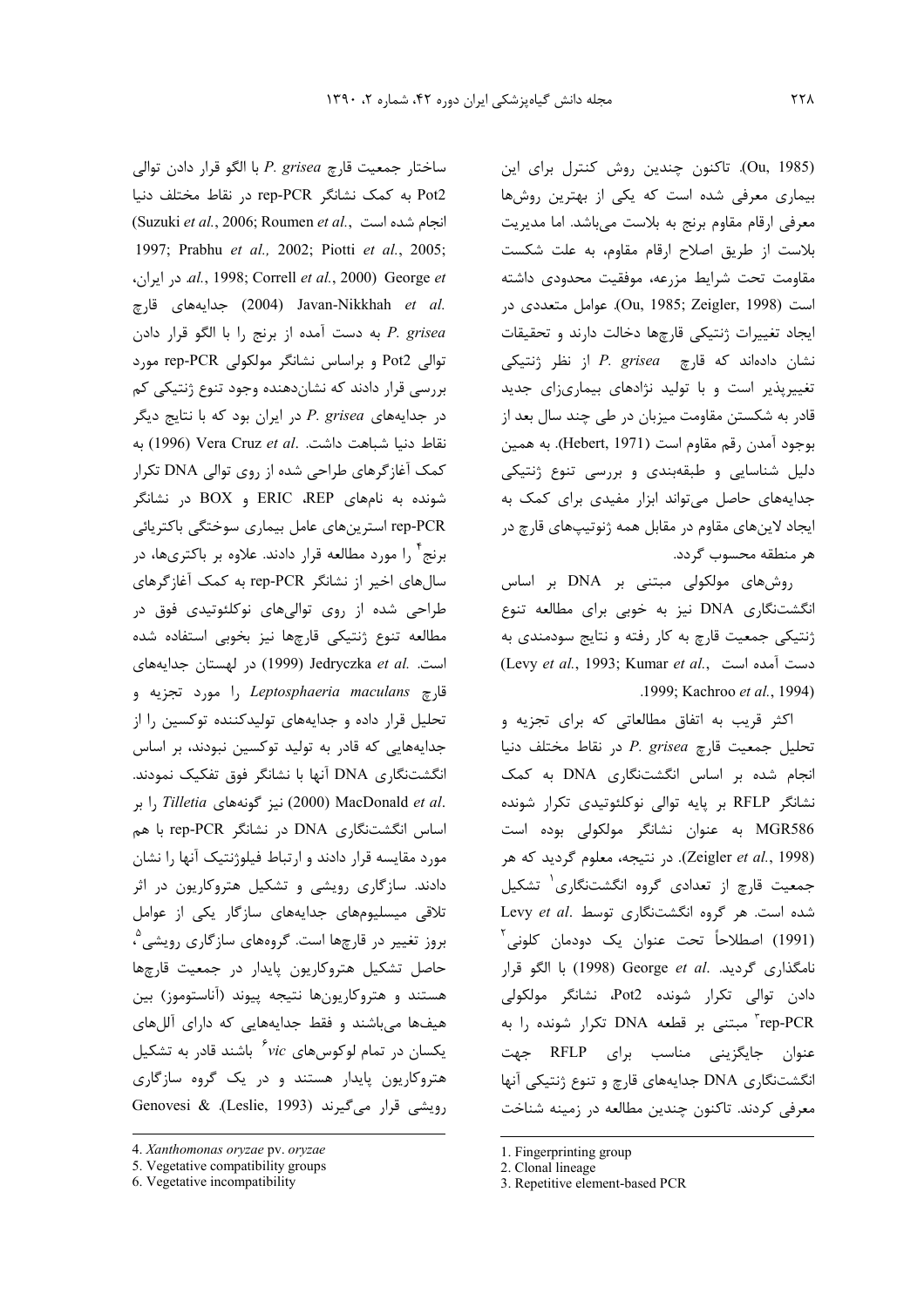(Ou, 1985). تاکنون چندین روش کنترل برای این بیماری معرفی شده است که یکی از بهترین روش‌ها معرفی ارقام مقاوم برنج به بلاست می‌باشد. اما مدیریت بلاست از طریق اصلاح ارقام مقاوم، به علت شکست مقاومت تحت شرایط مزرعه، موفقیت محدودی داشته است (Ou, 1985; Zeigler, 1998). عوامل متعددی در ایجاد تغییرات ژنتیکی قارچ‌ها دخالت دارند و تحقیقات نشان داده‌اند که قارچ *P. grisea* از نظر ژنتیکی تغییرپذیر است و با تولید نژادهای بیماری‌زای جدید قادر به شکستن مقاومت میزبان در طی چند سال بعد از بوجود آمدن رقم مقاوم است (Hebert, 1971). به همین دلیل شناسایی و طبقه‌بندی و بررسی تنوع ژنتیکی جدایه‌های حاصل می‌تواند ابزار مفیدی برای کمک به ایجاد لاین‌های مقاوم در مقابل همه ژنوتیپ‌های قارچ در هر منطقه محسوب گردد.

روش‌های مولکولی مبتنی بر DNA بر اساس انگشت‌نگاری DNA نیز به خوبی برای مطالعه تنوع ژنتیکی جمعیت قارچ به کار رفته و نتایج سودمندی به دست آمده است (Levy *et al.*, 1993; Kumar *et al.*, 1999; Kachroo *et al.*, 1994).

اکثر قریب به اتفاق مطالعاتی که برای تجزیه و تحلیل جمعیت قارچ *P. grisea* در نقاط مختلف دنیا انجام شده بر اساس انگشت‌نگاری DNA به کمک نشانگر RFLP بر پایه توالی نوکلئوتیدی تکرار شونده MGR586 به عنوان نشانگر مولکولی بوده است (Zeigler *et al.*, 1998). در نتیجه، معلوم گردید که هر جمعیت قارچ از تعدادی گروه انگشت‌نگاری[1] تشکیل شده است. هر گروه انگشت‌نگاری توسط Levy *et al.* (1991) اصطلاحاً تحت عنوان یک دودمان کلونی[2] نامگذاری گردید. George *et al.* (1998) با الگو قرار دادن توالی تکرار شونده Pot2، نشانگر مولکولی rep-PCR[3] مبتنی بر قطعه DNA تکرار شونده را به عنوان جایگزینی مناسب برای RFLP جهت انگشت‌نگاری DNA جدایه‌های قارچ و تنوع ژنتیکی آنها معرفی کردند. تاکنون چندین مطالعه در زمینه شناخت ساختار جمعیت قارچ *P. grisea* با الگو قرار دادن توالی Pot2 به کمک نشانگر rep-PCR در نقاط مختلف دنیا انجام شده است (Suzuki *et al.*, 2006; Roumen *et al.*, 1997; Prabhu *et al.,* 2002; Piotti *et al.*, 2005; George *et al.*, 1998; Correll *et al.*, 2000) در ایران، Javan-Nikkhah *et al.* (2004) جدایه‌های قارچ *P. grisea* به دست آمده از برنج را با الگو قرار دادن توالی Pot2 و براساس نشانگر مولکولی rep-PCR مورد بررسی قرار دادند که نشان‌دهنده وجود تنوع ژنتیکی کم در جدایه‌های *P. grisea* در ایران بود که با نتایج دیگر نقاط دنیا شباهت داشت. Vera Cruz *et al.* (1996) به کمک آغازگرهای طراحی شده از روی توالی DNA تکرار شونده به نام‌های REP، ERIC و BOX در نشانگر rep-PCR استرین‌های عامل بیماری سوختگی باکتریائی برنج[4] را مورد مطالعه قرار دادند. علاوه بر باکتری‌ها، در سال‌های اخیر از نشانگر rep-PCR به کمک آغازگرهای طراحی شده از روی توالی‌های نوکلئوتیدی فوق در مطالعه تنوع ژنتیکی قارچ‌ها نیز بخوبی استفاده شده است. Jedryczka *et al.* (1999) در لهستان جدایه‌های قارچ *Leptosphaeria maculans* را مورد تجزیه و تحلیل قرار داده و جدایه‌های تولیدکننده توکسین را از جدایه‌هایی که قادر به تولید توکسین نبودند، بر اساس انگشت‌نگاری DNA آنها با نشانگر فوق تفکیک نمودند. MacDonald *et al.* (2000) نیز گونه‌های *Tilletia* را بر اساس انگشت‌نگاری DNA در نشانگر rep-PCR با هم مورد مقایسه قرار دادند و ارتباط فیلوژنتیک آنها را نشان دادند. سازگاری رویشی و تشکیل هتروکاریون در اثر تلاقی میسلیوم‌های جدایه‌های سازگار یکی از عوامل بروز تغییر در قارچ‌ها است. گروه‌های سازگاری رویشی[5]، حاصل تشکیل هتروکاریون پایدار در جمعیت قارچ‌ها هستند و هتروکاریون‌ها نتیجه پیوند (آناستوموز) بین هیف‌ها می‌باشند و فقط جدایه‌هایی که دارای آلل‌های یکسان در تمام لوکوس‌های *vic*[6] باشند قادر به تشکیل هتروکاریون پایدار هستند و در یک گروه سازگاری رویشی قرار می‌گیرند (Leslie, 1993). Genovesi &

---

1. Fingerprinting group
2. Clonal lineage
3. Repetitive element-based PCR
4. *Xanthomonas oryzae* pv. *oryzae*
5. Vegetative compatibility groups
6. Vegetative incompatibility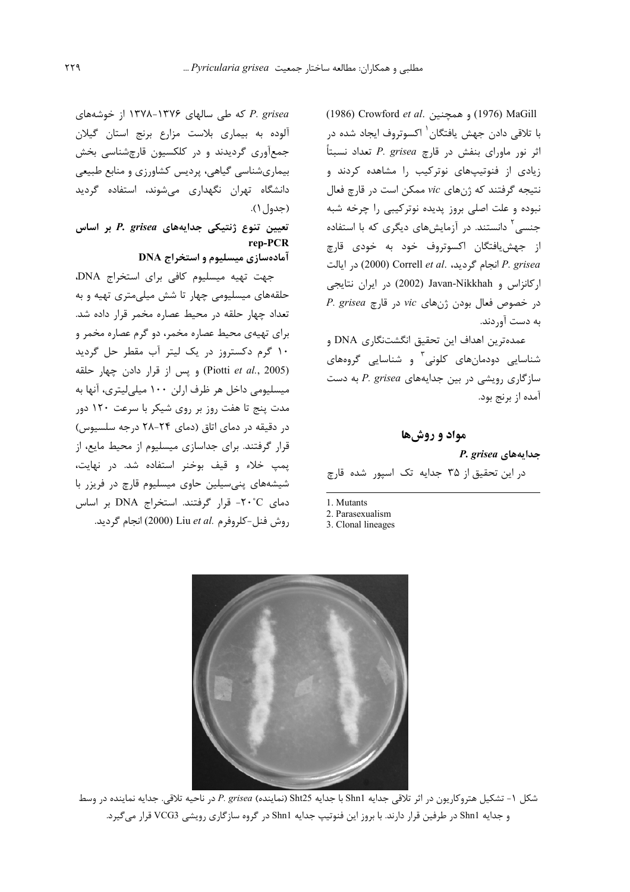MaGill (1976) و همچنین Crowford *et al.* (1986) با تلاقی دادن جهش یافتگان[1] اکسوتروف ایجاد شده در اثر نور ماورای بنفش در قارچ *P. grisea* تعداد نسبتاً زیادی از فنوتیپ‌های نوترکیب را مشاهده کردند و نتیجه گرفتند که ژن‌های *vic* ممکن است در قارچ فعال نبوده و علت اصلی بروز پدیده نوترکیبی را چرخه شبه جنسی[2] دانستند. در آزمایش‌های دیگری که با استفاده از جهش‌یافتگان اکسوتروف خود به خودی قارچ *P. grisea* انجام گردید، Correll *et al.* (2000) در ایالت ارکانزاس و Javan-Nikkhah (2002) در ایران نتایجی در خصوص فعال بودن ژن‌های *vic* در قارچ *P. grisea* به دست آوردند.

عمده‌ترین اهداف این تحقیق انگشت‌نگاری DNA و شناسایی دودمان‌های کلونی[3] و شناسایی گروه‌های سازگاری رویشی در بین جدایه‌های *P. grisea* به دست آمده از برنج بود.

## مواد و روش‌ها

### جدایه‌های *P. grisea*

در این تحقیق از ۳۵ جدایه تک اسپور شده قارچ *P. grisea* که طی سال‌های ۱۳۷۶-۱۳۷۸ از خوشه‌های آلوده به بیماری بلاست مزارع برنج استان گیلان جمع‌آوری گردیدند و در کلکسیون قارچ‌شناسی بخش بیماری‌شناسی گیاهی، پردیس کشاورزی و منابع طبیعی دانشگاه تهران نگهداری می‌شوند، استفاده گردید (جدول ۱).

### تعیین تنوع ژنتیکی جدایه‌های *P. grisea* بر اساس rep-PCR

#### آماده‌سازی میسلیوم و استخراج DNA

جهت تهیه میسلیوم کافی برای استخراج DNA، حلقه‌های میسلیومی چهار تا شش میلی‌متری تهیه و به تعداد چهار حلقه در محیط عصاره مخمر قرار داده شد. برای تهیه‌ی محیط عصاره مخمر، دو گرم عصاره مخمر و ۱۰ گرم دکستروز در یک لیتر آب مقطر حل گردید (Piotti *et al.*, 2005) و پس از قرار دادن چهار حلقه میسلیومی داخل هر ظرف ارلن ۱۰۰ میلی‌لیتری، آنها به مدت پنج تا هفت روز بر روی شیکر با سرعت ۱۲۰ دور در دقیقه در دمای اتاق (دمای ۲۴-۲۸ درجه سلسیوس) قرار گرفتند. برای جداسازی میسلیوم از محیط مایع، از پمپ خلاء و قیف بوخنر استفاده شد. در نهایت، شیشه‌های پنی‌سیلین حاوی میسلیوم قارچ در فریزر با دمای $-20^{\circ}C$ قرار گرفتند. استخراج DNA بر اساس روش فنل-کلروفرم Liu *et al.* (2000) انجام گردید.

---

1. Mutants
2. Parasexualism
3. Clonal lineages

شکل ۱- تشکیل هتروکاریون در اثر تلاقی جدایه Shn1 با جدایه Sht25 (نماینده) *P. grisea* در ناحیه تلاقی. جدایه نماینده در وسط و جدایه Shn1 در طرفین قرار دارند. با بروز این فنوتیپ جدایه Shn1 در گروه سازگاری رویشی VCG3 قرار می‌گیرد.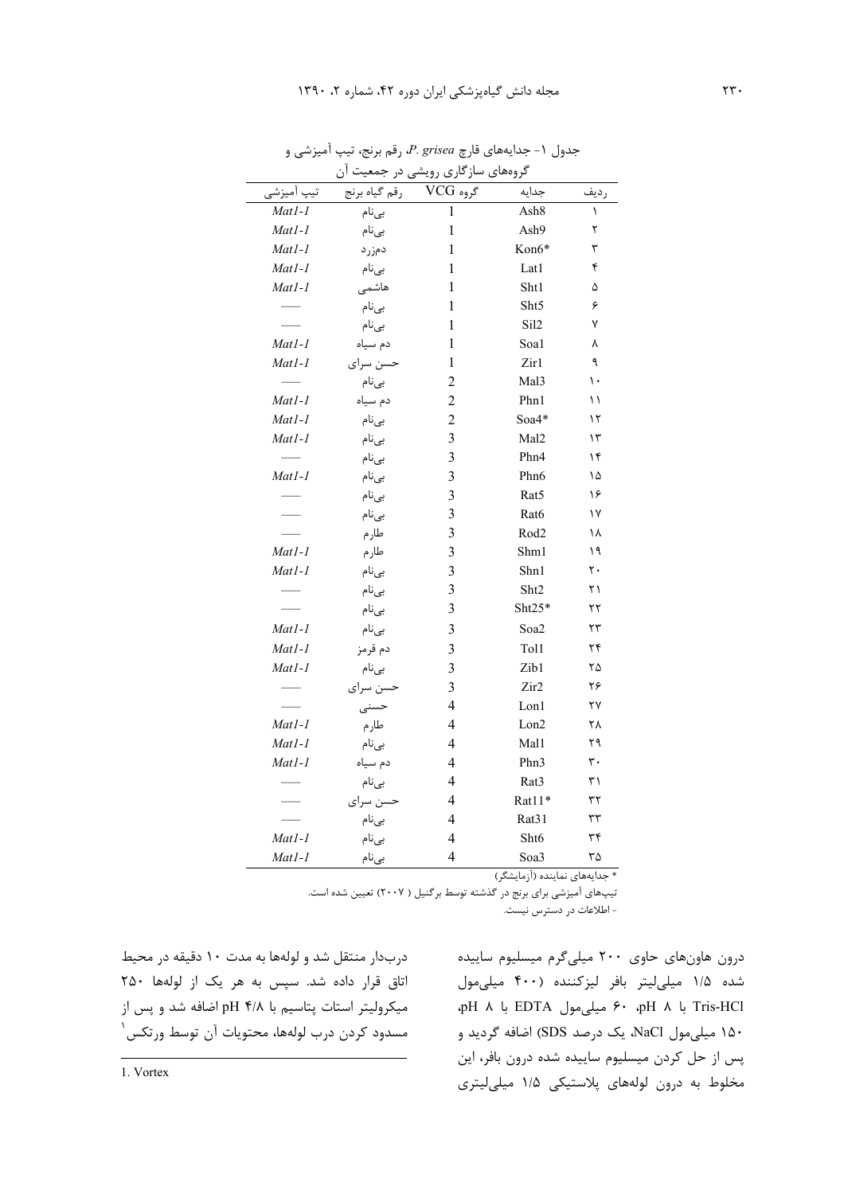جدول ۱- جدایه‌های قارچ *P. grisea*، رقم برنج، تیپ آمیزشی و گروه‌های سازگاری رویشی در جمعیت آن

| ردیف | جدایه | گروه VCG | رقم گیاه برنج | تیپ آمیزشی |
|---|---|---|---|---|
| ۱ | Ash8 | 1 | بی‌نام | *Mat1-1* |
| ۲ | Ash9 | 1 | بی‌نام | *Mat1-1* |
| ۳ | Kon6* | 1 | دمزرد | *Mat1-1* |
| ۴ | Lat1 | 1 | بی‌نام | *Mat1-1* |
| ۵ | Sht1 | 1 | هاشمی | *Mat1-1* |
| ۶ | Sht5 | 1 | بی‌نام | — |
| ۷ | Sil2 | 1 | بی‌نام | — |
| ۸ | Soa1 | 1 | دم سیاه | *Mat1-1* |
| ۹ | Zir1 | 1 | حسن سرای | *Mat1-1* |
| ۱۰ | Mal3 | 2 | بی‌نام | — |
| ۱۱ | Phn1 | 2 | دم سیاه | *Mat1-1* |
| ۱۲ | Soa4* | 2 | بی‌نام | *Mat1-1* |
| ۱۳ | Mal2 | 3 | بی‌نام | *Mat1-1* |
| ۱۴ | Phn4 | 3 | بی‌نام | — |
| ۱۵ | Phn6 | 3 | بی‌نام | *Mat1-1* |
| ۱۶ | Rat5 | 3 | بی‌نام | — |
| ۱۷ | Rat6 | 3 | بی‌نام | — |
| ۱۸ | Rod2 | 3 | طارم | — |
| ۱۹ | Shm1 | 3 | طارم | *Mat1-1* |
| ۲۰ | Shn1 | 3 | بی‌نام | *Mat1-1* |
| ۲۱ | Sht2 | 3 | بی‌نام | — |
| ۲۲ | Sht25* | 3 | بی‌نام | — |
| ۲۳ | Soa2 | 3 | بی‌نام | *Mat1-1* |
| ۲۴ | Tol1 | 3 | دم قرمز | *Mat1-1* |
| ۲۵ | Zib1 | 3 | بی‌نام | *Mat1-1* |
| ۲۶ | Zir2 | 3 | حسن سرای | — |
| ۲۷ | Lon1 | 4 | حسنی | — |
| ۲۸ | Lon2 | 4 | طارم | *Mat1-1* |
| ۲۹ | Mal1 | 4 | بی‌نام | *Mat1-1* |
| ۳۰ | Phn3 | 4 | دم سیاه | *Mat1-1* |
| ۳۱ | Rat3 | 4 | بی‌نام | — |
| ۳۲ | Rat11* | 4 | حسن سرای | — |
| ۳۳ | Rat31 | 4 | بی‌نام | — |
| ۳۴ | Sht6 | 4 | بی‌نام | *Mat1-1* |
| ۳۵ | Soa3 | 4 | بی‌نام | *Mat1-1* |

* جدایه‌های نماینده (آزمایشگر)

تیپ‌های آمیزشی برای برنج در گذشته توسط برگنیل (۲۰۰۷) تعیین شده است.

- اطلاعات در دسترس نیست.

درون هاون‌های حاوی ۲۰۰ میلی‌گرم میسلیوم ساییده شده ۱/۵ میلی‌لیتر بافر لیزکننده (۴۰۰ میلی‌مول Tris-HCl با pH ۸، ۶۰ میلی‌مول EDTA با pH ۸، ۱۵۰ میلی‌مول NaCl، یک درصد SDS) اضافه گردید و پس از حل کردن میسلیوم ساییده شده درون بافر، این مخلوط به درون لوله‌های پلاستیکی ۱/۵ میلی‌لیتری دربدار منتقل شد و لوله‌ها به مدت ۱۰ دقیقه در محیط اتاق قرار داده شد. سپس به هر یک از لوله‌ها ۲۵۰ میکرولیتر استات پتاسیم با pH ۴/۸ اضافه شد و پس از مسدود کردن درب لوله‌ها، محتویات آن توسط ورتکس[1]

1. Vortex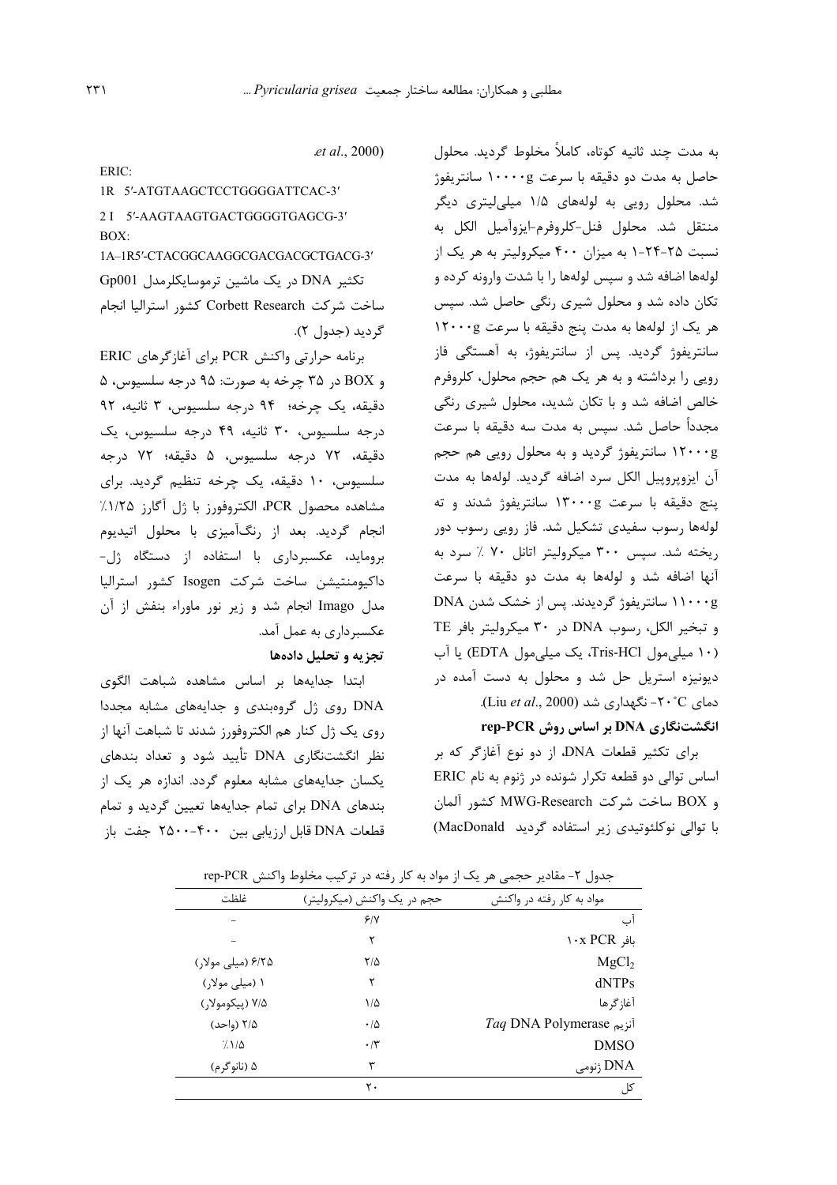به مدت چند ثانیه کوتاه، کاملاً مخلوط گردید. محلول حاصل به مدت دو دقیقه با سرعت ۱۰۰۰۰g سانتریفوژ شد. محلول رویی به لوله‌های ۱/۵ میلی‌لیتری دیگر منتقل شد. محلول فنل-کلروفرم-ایزوآمیل الکل به نسبت ۲۵-۲۴-۱ به میزان ۴۰۰ میکرولیتر به هر یک از لوله‌ها اضافه شد و سپس لوله‌ها را با شدت وارونه کرده و تکان داده شد و محلول شیری رنگی حاصل شد. سپس هر یک از لوله‌ها به مدت پنج دقیقه با سرعت ۱۲۰۰۰g سانتریفوژ گردید. پس از سانتریفوژ، به آهستگی فاز رویی را برداشته و به هر یک هم حجم محلول، کلروفرم خالص اضافه شد و با تکان شدید، محلول شیری رنگی مجدداً حاصل شد. سپس به مدت سه دقیقه با سرعت ۱۲۰۰۰g سانتریفوژ گردید و به محلول رویی هم حجم آن ایزوپروپیل الکل سرد اضافه گردید. لوله‌ها به مدت پنج دقیقه با سرعت ۱۳۰۰۰g سانتریفوژ شدند و ته لوله‌ها رسوب سفیدی تشکیل شد. فاز رویی رسوب دور ریخته شد. سپس ۳۰۰ میکرولیتر اتانل ۷۰ ٪ سرد به آنها اضافه شد و لوله‌ها به مدت دو دقیقه با سرعت ۱۱۰۰۰g سانتریفوژ گردیدند. پس از خشک شدن DNA و تبخیر الکل، رسوب DNA در ۳۰ میکرولیتر بافر TE (۱۰ میلی‌مول Tris-HCl، یک میلی‌مول EDTA) یا آب دیونیزه استریل حل شد و محلول به دست آمده در دمای ۲۰°C- نگهداری شد (Liu *et al*., 2000).

**انگشت‌نگاری DNA بر اساس روش rep-PCR**

برای تکثیر قطعات DNA، از دو نوع آغازگر که بر اساس توالی دو قطعه تکرار شونده در ژنوم به نام ERIC و BOX ساخت شرکت MWG-Research کشور آلمان با توالی نوکلئوتیدی زیر استفاده گردید (MacDonald *et al*., 2000)

ERIC:

1R 5′-ATGTAAGCTCCTGGGGATTCAC-3′

2 I 5′-AAGTAAGTGACTGGGGTGAGCG-3′

BOX:

1A–1R5′-CTACGGCAAGGCGACGACGCTGACG-3′

تکثیر DNA در یک ماشین ترموسایکلرمدل Gp001 ساخت شرکت Corbett Research کشور استرالیا انجام گردید (جدول ۲).

برنامه حرارتی واکنش PCR برای آغازگرهای ERIC و BOX در ۳۵ چرخه به صورت: ۹۵ درجه سلسیوس، ۵ دقیقه، یک چرخه؛ ۹۴ درجه سلسیوس، ۳ ثانیه، ۹۲ درجه سلسیوس، ۳۰ ثانیه، ۴۹ درجه سلسیوس، یک دقیقه، ۷۲ درجه سلسیوس، ۵ دقیقه؛ ۷۲ درجه سلسیوس، ۱۰ دقیقه، یک چرخه تنظیم گردید. برای مشاهده محصول PCR، الکتروفورز با ژل آگارز ۱/۲۵٪ انجام گردید. بعد از رنگ‌آمیزی با محلول اتیدیوم بروماید، عکسبرداری با استفاده از دستگاه ژل-داکیومنتیشن ساخت شرکت Isogen کشور استرالیا مدل Imago انجام شد و زیر نور ماوراء بنفش از آن عکسبرداری به عمل آمد.

**تجزیه و تحلیل داده‌ها**

ابتدا جدایه‌ها بر اساس مشاهده شباهت الگوی DNA روی ژل گروه‌بندی و جدایه‌های مشابه مجدداً روی یک ژل کنار هم الکتروفورز شدند تا شباهت آنها از نظر انگشت‌نگاری DNA تأیید شود و تعداد بندهای یکسان جدایه‌های مشابه معلوم گردد. اندازه هر یک از بندهای DNA برای تمام جدایه‌ها تعیین گردید و تمام قطعات DNA قابل ارزیابی بین ۴۰۰-۲۵۰۰ جفت باز

جدول ۲- مقادیر حجمی هر یک از مواد به کار رفته در ترکیب مخلوط واکنش rep-PCR

| مواد به کار رفته در واکنش | حجم در یک واکنش (میکرولیتر) | غلظت |
|---|---|---|
| آب | ۶/۷ | - |
| بافر ۱۰x PCR | ۲ | - |
| $MgCl_2$ | ۲/۵ | ۶/۲۵ (میلی مولار) |
| dNTPs | ۲ | ۱ (میلی مولار) |
| آغازگرها | ۱/۵ | ۷/۵ (پیکومولار) |
| آنزیم *Taq* DNA Polymerase | ۰/۵ | ۲/۵ (واحد) |
| DMSO | ۰/۳ | ۱/۵٪ |
| DNA ژنومی | ۳ | ۵ (نانوگرم) |
| کل | ۲۰ | |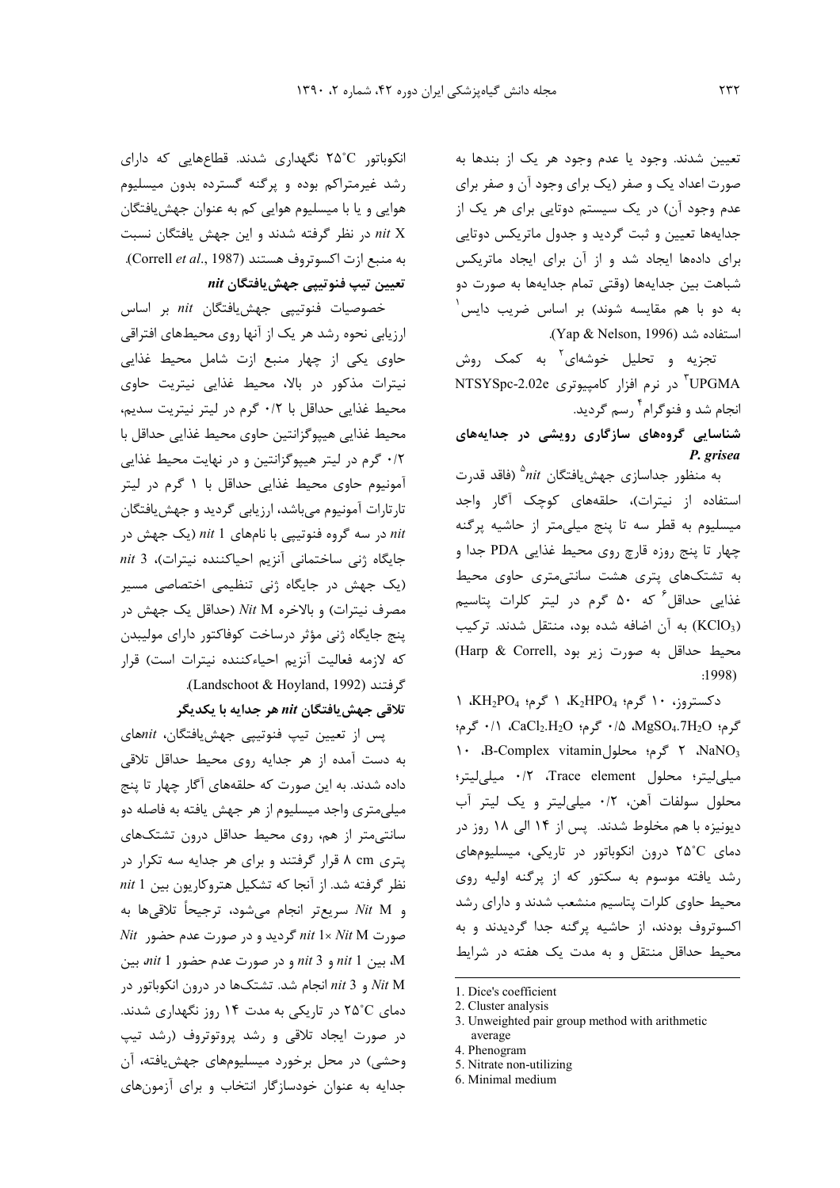تعیین شدند. وجود یا عدم وجود هر یک از بندها به صورت اعداد یک و صفر (یک برای وجود آن و صفر برای عدم وجود آن) در یک سیستم دوتایی برای هر یک از جدایه‌ها تعیین و ثبت گردید و جدول ماتریکس دوتایی برای داده‌ها ایجاد شد و از آن برای ایجاد ماتریکس شباهت بین جدایه‌ها (وقتی تمام جدایه‌ها به صورت دو به دو با هم مقایسه شوند) بر اساس ضریب دایس[1] استفاده شد (Yap & Nelson, 1996).

تجزیه و تحلیل خوشه‌ای[2] به کمک روش UPGMA[3] در نرم افزار کامپیوتری NTSYSpc-2.02e انجام شد و فنوگرام[4] رسم گردید.

### شناسایی گروه‌های سازگاری رویشی در جدایه‌های *P. grisea*

به منظور جداسازی جهش‌یافتگان *nit*[5] (فاقد قدرت استفاده از نیترات)، حلقه‌های کوچک آگار واجد میسلیوم به قطر سه تا پنج میلی‌متر از حاشیه پرگنه چهار تا پنج روزه قارچ روی محیط غذایی PDA جدا و به تشتک‌های پتری هشت سانتی‌متری حاوی محیط غذایی حداقل[6] که ۵۰ گرم در لیتر کلرات پتاسیم ($KClO_3$) به آن اضافه شده بود، منتقل شدند. ترکیب محیط حداقل به صورت زیر بود (Harp & Correll, 1998):

دکستروز، ۱۰ گرم؛ $K_2HPO_4$، ۱ گرم؛ $KH_2PO_4$، ۱ گرم؛ $MgSO_4.7H_2O$، ۰/۵ گرم؛ $CaCl_2.H_2O$، ۰/۱ گرم؛ $NaNO_3$، ۲ گرم؛ محلولB-Complex vitamin، ۱۰ میلی‌لیتر؛ محلول Trace element، ۰/۲ میلی‌لیتر؛ محلول سولفات آهن، ۰/۲ میلی‌لیتر و یک لیتر آب دیونیزه با هم مخلوط شدند. پس از ۱۴ الی ۱۸ روز در دمای ۲۵°C درون انکوباتور در تاریکی، میسلیوم‌های رشد یافته موسوم به سکتور که از پرگنه اولیه روی محیط حاوی کلرات پتاسیم منشعب شدند و دارای رشد اکسوتروف بودند، از حاشیه پرگنه جدا گردیدند و به محیط حداقل منتقل و به مدت یک هفته در شرایط انکوباتور ۲۵°C نگهداری شدند. قطاع‌هایی که دارای رشد غیرمتراکم بوده و پرگنه گسترده بدون میسلیوم هوایی و یا با میسلیوم هوایی کم به عنوان جهش‌یافتگان *nit* X در نظر گرفته شدند و این جهش یافتگان نسبت به منبع ازت اکسوتروف هستند (Correll *et al*., 1987).

### تعیین تیپ فنوتیپی جهش‌یافتگان *nit*

خصوصیات فنوتیپی جهش‌یافتگان *nit* بر اساس ارزیابی نحوه رشد هر یک از آنها روی محیط‌های افتراقی حاوی یکی از چهار منبع ازت شامل محیط غذایی نیترات مذکور در بالا، محیط غذایی نیتریت حاوی محیط غذایی حداقل با ۰/۲ گرم در لیتر نیتریت سدیم، محیط غذایی هیپوگزانتین حاوی محیط غذایی حداقل با ۰/۲ گرم در لیتر هیپوگزانتین و در نهایت محیط غذایی آمونیوم حاوی محیط غذایی حداقل با ۱ گرم در لیتر تارتارات آمونیوم می‌باشد، ارزیابی گردید و جهش‌یافتگان *nit* در سه گروه فنوتیپی با نام‌های *nit 1* (یک جهش در جایگاه ژنی ساختمانی آنزیم احیاکننده نیترات)، *nit 3* (یک جهش در جایگاه ژنی تنظیمی اختصاصی مسیر مصرف نیترات) و بالاخره *Nit* M (حداقل یک جهش در پنج جایگاه ژنی مؤثر درساخت کوفاکتور دارای مولیبدن که لازمه فعالیت آنزیم احیاءکننده نیترات است) قرار گرفتند (Landschoot & Hoyland, 1992).

### تلاقی جهش‌یافتگان *nit* هر جدایه با یکدیگر

پس از تعیین تیپ فنوتیپی جهش‌یافتگان، *nit*های به دست آمده از هر جدایه روی محیط حداقل تلاقی داده شدند. به این صورت که حلقه‌های آگار چهار تا پنج میلی‌متری واجد میسلیوم از هر جهش یافته به فاصله دو سانتی‌متر از هم، روی محیط حداقل درون تشتک‌های پتری ۸ cm قرار گرفتند و برای هر جدایه سه تکرار در نظر گرفته شد. از آنجا که تشکیل هتروکاریون بین *nit 1* و *Nit* M سریع‌تر انجام می‌شود، ترجیحاً تلاقی‌ها به صورت *nit 1*× *Nit* M گردید و در صورت عدم حضور *Nit* M، بین *nit 1* و *nit 3* و در صورت عدم حضور *nit 1*، بین *Nit* M و *nit 3* انجام شد. تشتک‌ها در درون انکوباتور در دمای ۲۵°C در تاریکی به مدت ۱۴ روز نگهداری شدند. در صورت ایجاد تلاقی و رشد پروتوتروف (رشد تیپ وحشی) در محل برخورد میسلیوم‌های جهش‌یافته، آن جدایه به عنوان خودسازگار انتخاب و برای آزمون‌های

---

1. Dice's coefficient
2. Cluster analysis
3. Unweighted pair group method with arithmetic average
4. Phenogram
5. Nitrate non-utilizing
6. Minimal medium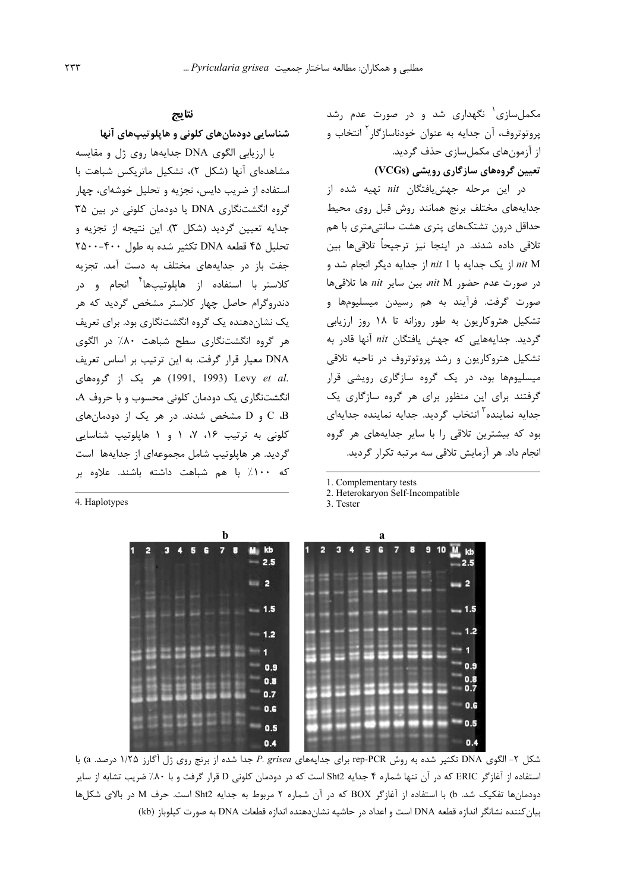مکمل‌سازی[1] نگهداری شد و در صورت عدم رشد پروتوتروف، آن جدایه به عنوان خودناسازگار[2] انتخاب و از آزمون‌های مکمل‌سازی حذف گردید.

### تعیین گروه‌های سازگاری رویشی (VCGs)

در این مرحله جهش‌یافتگان *nit* تهیه شده از جدایه‌های مختلف برنج همانند روش قبل روی محیط حداقل درون تشتک‌های پتری هشت سانتی‌متری با هم تلاقی داده شدند. در اینجا نیز ترجیحاً تلاقی‌ها بین *nit* M از یک جدایه با *nit* 1 از جدایه دیگر انجام شد و در صورت عدم حضور *nit* M، بین سایر *nit* ها تلاقی‌ها صورت گرفت. فرآیند به هم رسیدن میسلیوم‌ها و تشکیل هتروکاریون به طور روزانه تا ۱۸ روز ارزیابی گردید. جدایه‌هایی که جهش یافتگان *nit* آنها قادر به تشکیل هتروکاریون و رشد پروتوتروف در ناحیه تلاقی میسلیوم‌ها بود، در یک گروه سازگاری رویشی قرار گرفتند برای این منظور برای هر گروه سازگاری یک جدایه نماینده[3] انتخاب گردید. جدایه نماینده جدایه‌ای بود که بیشترین تلاقی را با سایر جدایه‌های هر گروه انجام داد. هر آزمایش تلاقی سه مرتبه تکرار گردید.

1. Complementary tests
2. Heterokaryon Self-Incompatible
3. Tester

## نتایج

### شناسایی دودمان‌های کلونی و هاپلوتیپ‌های آنها

با ارزیابی الگوی DNA جدایه‌ها روی ژل و مقایسه مشاهده‌ای آنها (شکل ۲)، تشکیل ماتریکس شباهت با استفاده از ضریب دایس، تجزیه و تحلیل خوشه‌ای، چهار گروه انگشت‌نگاری DNA یا دودمان کلونی در بین ۳۵ جدایه تعیین گردید (شکل ۳). این نتیجه از تجزیه و تحلیل ۴۵ قطعه DNA تکثیر شده به طول ۴۰۰-۲۵۰۰ جفت باز در جدایه‌های مختلف به دست آمد. تجزیه کلاستر با استفاده از هاپلوتیپ‌ها[4] انجام و در دندروگرام حاصل چهار کلاستر مشخص گردید که هر یک نشان‌دهنده یک گروه انگشت‌نگاری بود. برای تعریف هر گروه انگشت‌نگاری سطح شباهت ۸۰٪ در الگوی DNA معیار قرار گرفت. به این ترتیب بر اساس تعریف Levy *et al.* (1991, 1993) هر یک از گروه‌های انگشت‌نگاری یک دودمان کلونی محسوب و با حروف A، B، C و D مشخص شدند. در هر یک از دودمان‌های کلونی به ترتیب ۱۶، ۷، ۱ و ۱ هاپلوتیپ شناسایی گردید. هر هاپلوتیپ شامل مجموعه‌ای از جدایه‌ها است که ۱۰۰٪ با هم شباهت داشته باشند. علاوه بر

4. Haplotypes

شکل ۲- الگوی DNA تکثیر شده به روش rep-PCR برای جدایه‌های *P. grisea* جدا شده از برنج روی ژل آگارز ۱/۲۵ درصد. a) با استفاده از آغازگر ERIC که در آن تنها شماره ۴ جدایه Sht2 است که در دودمان کلونی D قرار گرفت و با ۸۰٪ ضریب تشابه از سایر دودمان‌ها تفکیک شد. b) با استفاده از آغازگر BOX که در آن شماره ۲ مربوط به جدایه Sht2 است. حرف M در بالای شکل‌ها بیان‌کننده نشانگر اندازه قطعه DNA است و اعداد در حاشیه نشان‌دهنده اندازه قطعات DNA به صورت کیلوباز (kb)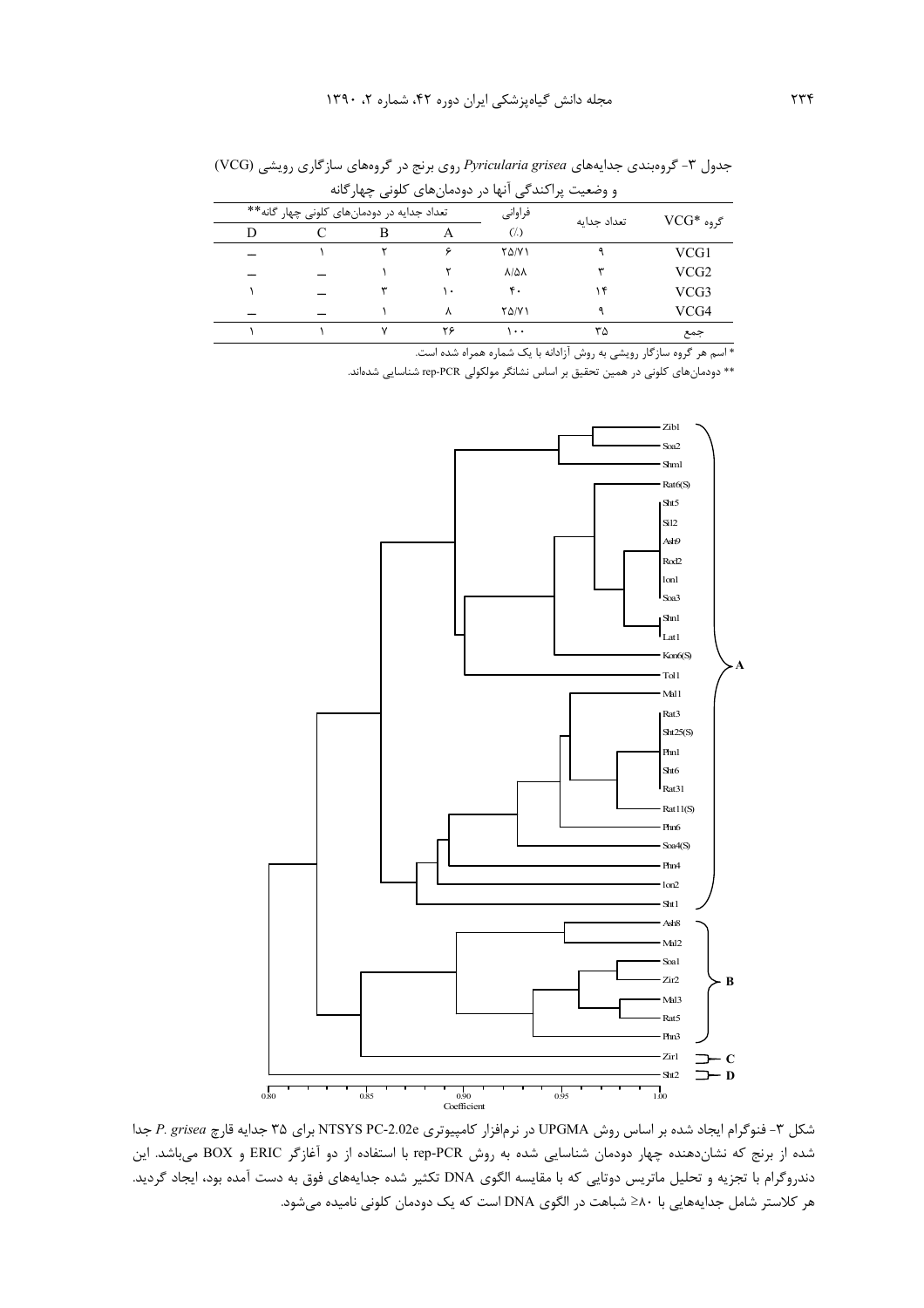جدول ۳- گروه‌بندی جدایه‌های *Pyricularia grisea* روی برنج در گروه‌های سازگاری رویشی (VCG) و وضعیت پراکندگی آنها در دودمان‌های کلونی چهارگانه

| گروه *VCG | تعداد جدایه | فراوانی (٪) | تعداد جدایه در دودمان‌های کلونی چهار گانه** | | | |
|---|---|---|---|---|---|---|
| | | | A | B | C | D |
| VCG1 | ۹ | ۲۵/۷۱ | ۶ | ۲ | ۱ | _ |
| VCG2 | ۳ | ۸/۵۸ | ۲ | ۱ | _ | _ |
| VCG3 | ۱۴ | ۴۰ | ۱۰ | ۳ | _ | ۱ |
| VCG4 | ۹ | ۲۵/۷۱ | ۸ | ۱ | _ | _ |
| جمع | ۳۵ | ۱۰۰ | ۲۶ | ۷ | ۱ | ۱ |

* اسم هر گروه سازگار رویشی به روش آزادانه با یک شماره همراه شده است.

** دودمان‌های کلونی در همین تحقیق بر اساس نشانگر مولکولی rep-PCR شناسایی شده‌اند.

شکل ۳- فنوگرام ایجاد شده بر اساس روش UPGMA در نرم‌افزار کامپیوتری NTSYS PC-2.02e برای ۳۵ جدایه قارچ *P. grisea* جدا شده از برنج که نشان‌دهنده چهار دودمان شناسایی شده به روش rep-PCR با استفاده از دو آغازگر ERIC و BOX می‌باشد. این دندروگرام با تجزیه و تحلیل ماتریس دوتایی که با مقایسه الگوی DNA تکثیر شده جدایه‌های فوق به دست آمده بود، ایجاد گردید. هر کلاستر شامل جدایه‌هایی با ۸۰≤ شباهت در الگوی DNA است که یک دودمان کلونی نامیده می‌شود.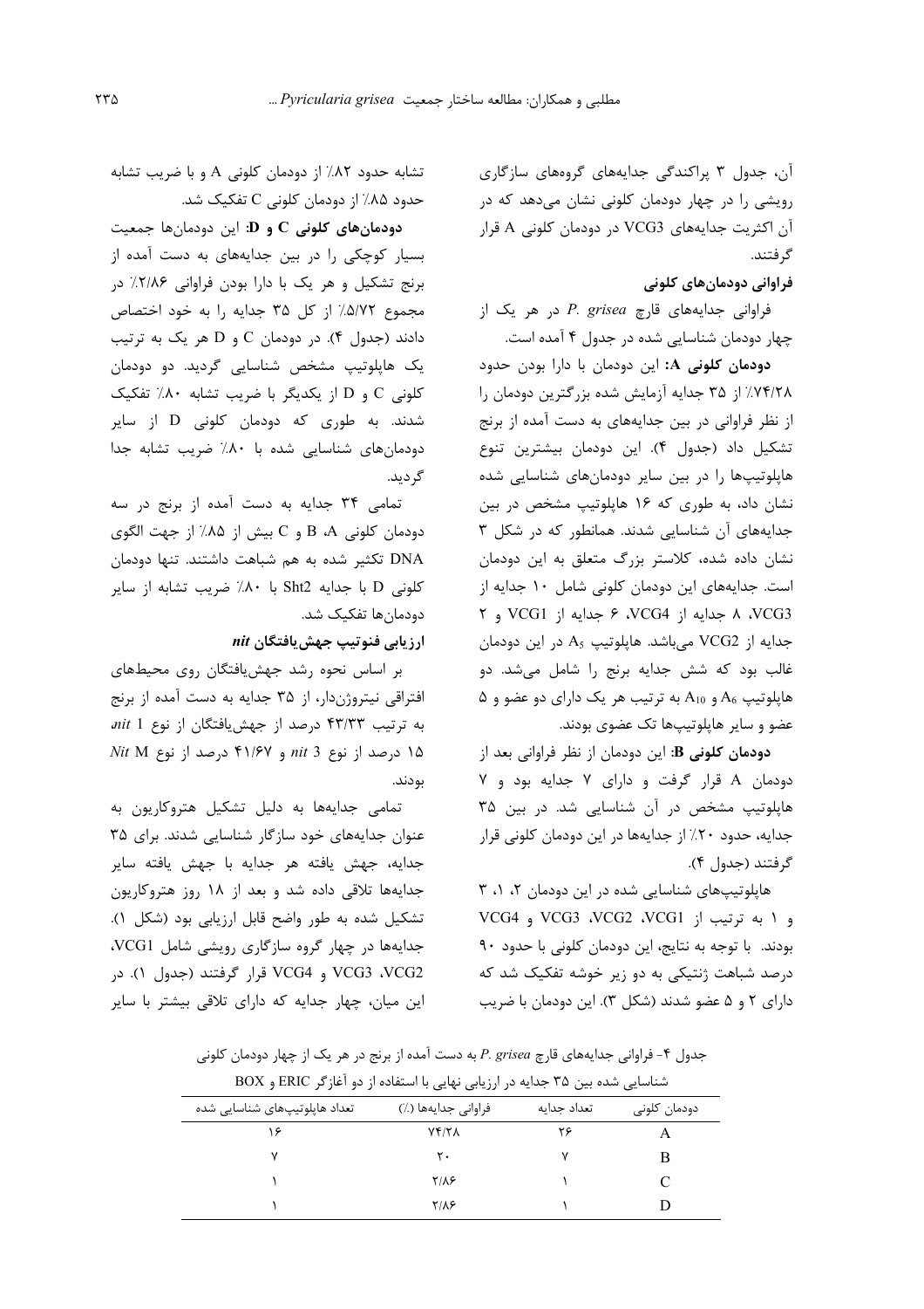آن، جدول ۳ پراکندگی جدایه‌های گروه‌های سازگاری رویشی را در چهار دودمان کلونی نشان می‌دهد که در آن اکثریت جدایه‌های VCG3 در دودمان کلونی A قرار گرفتند.

**فراوانی دودمان‌های کلونی**

فراوانی جدایه‌های قارچ *P. grisea* در هر یک از چهار دودمان شناسایی شده در جدول ۴ آمده است.

**دودمان کلونی A:** این دودمان با دارا بودن حدود ۷۴/۲۸٪ از ۳۵ جدایه آزمایش شده بزرگترین دودمان را از نظر فراوانی در بین جدایه‌های به دست آمده از برنج تشکیل داد (جدول ۴). این دودمان بیشترین تنوع هاپلوتیپ‌ها را در بین سایر دودمان‌های شناسایی شده نشان داد، به طوری که ۱۶ هاپلوتیپ مشخص در بین جدایه‌های آن شناسایی شدند. همانطور که در شکل ۳ نشان داده شده، کلاستر بزرگ متعلق به این دودمان است. جدایه‌های این دودمان کلونی شامل ۱۰ جدایه از VCG3، ۸ جدایه از VCG4، ۶ جدایه از VCG1 و ۲ جدایه از VCG2 می‌باشد. هاپلوتیپ $A_5$ در این دودمان غالب بود که شش جدایه برنج را شامل می‌شد. دو هاپلوتیپ $A_6$ و $A_{10}$ به ترتیب هر یک دارای دو عضو و ۵ عضو و سایر هاپلوتیپ‌ها تک عضوی بودند.

**دودمان کلونی B:** این دودمان از نظر فراوانی بعد از دودمان A قرار گرفت و دارای ۷ جدایه بود و ۷ هاپلوتیپ مشخص در آن شناسایی شد. در بین ۳۵ جدایه، حدود ۲۰٪ از جدایه‌ها در این دودمان کلونی قرار گرفتند (جدول ۴).

هاپلوتیپ‌های شناسایی شده در این دودمان ۲، ۱، ۳ و ۱ به ترتیب از VCG3 ،VCG2 ،VCG1 و VCG4 بودند. با توجه به نتایج، این دودمان کلونی با حدود ۹۰ درصد شباهت ژنتیکی به دو زیر خوشه تفکیک شد که دارای ۲ و ۵ عضو شدند (شکل ۳). این دودمان با ضریب تشابه حدود ۸۲٪ از دودمان کلونی A و با ضریب تشابه حدود ۸۵٪ از دودمان کلونی C تفکیک شد.

**دودمان‌های کلونی C و D:** این دودمان‌ها جمعیت بسیار کوچکی را در بین جدایه‌های به دست آمده از برنج تشکیل و هر یک با دارا بودن فراوانی ۲/۸۶٪ در مجموع ۵/۷۲٪ از کل ۳۵ جدایه را به خود اختصاص دادند (جدول ۴). در دودمان C و D هر یک به ترتیب یک هاپلوتیپ مشخص شناسایی گردید. دو دودمان کلونی C و D از یکدیگر با ضریب تشابه ۸۰٪ تفکیک شدند. به طوری که دودمان کلونی D از سایر دودمان‌های شناسایی شده با ۸۰٪ ضریب تشابه جدا گردید.

تمامی ۳۴ جدایه به دست آمده از برنج در سه دودمان کلونی A، B و C بیش از ۸۵٪ از جهت الگوی DNA تکثیر شده به هم شباهت داشتند. تنها دودمان کلونی D با جدایه Sht2 با ۸۰٪ ضریب تشابه از سایر دودمان‌ها تفکیک شد.

**ارزیابی فنوتیپ جهش‌یافتگان *nit***

بر اساس نحوه رشد جهش‌یافتگان روی محیط‌های افتراقی نیتروژن‌دار، از ۳۵ جدایه به دست آمده از برنج به ترتیب ۴۳/۳۳ درصد از جهش‌یافتگان از نوع *nit 1*، ۱۵ درصد از نوع *nit 3* و ۴۱/۶۷ درصد از نوع *Nit M* بودند.

تمامی جدایه‌ها به دلیل تشکیل هتروکاریون به عنوان جدایه‌های خود سازگار شناسایی شدند. برای ۳۵ جدایه، جهش یافته هر جدایه با جهش یافته سایر جدایه‌ها تلاقی داده شد و بعد از ۱۸ روز هتروکاریون تشکیل شده به طور واضح قابل ارزیابی بود (شکل ۱). جدایه‌ها در چهار گروه سازگاری رویشی شامل VCG1، VCG3 ،VCG2 و VCG4 قرار گرفتند (جدول ۱). در این میان، چهار جدایه که دارای تلاقی بیشتر با سایر

جدول ۴- فراوانی جدایه‌های قارچ *P. grisea* به دست آمده از برنج در هر یک از چهار دودمان کلونی شناسایی شده بین ۳۵ جدایه در ارزیابی نهایی با استفاده از دو آغازگر ERIC و BOX

| دودمان کلونی | تعداد جدایه | فراوانی جدایه‌ها (٪) | تعداد هاپلوتیپ‌های شناسایی شده |
|---|---|---|---|
| A | ۲۶ | ۷۴/۲۸ | ۱۶ |
| B | ۷ | ۲۰ | ۷ |
| C | ۱ | ۲/۸۶ | ۱ |
| D | ۱ | ۲/۸۶ | ۱ |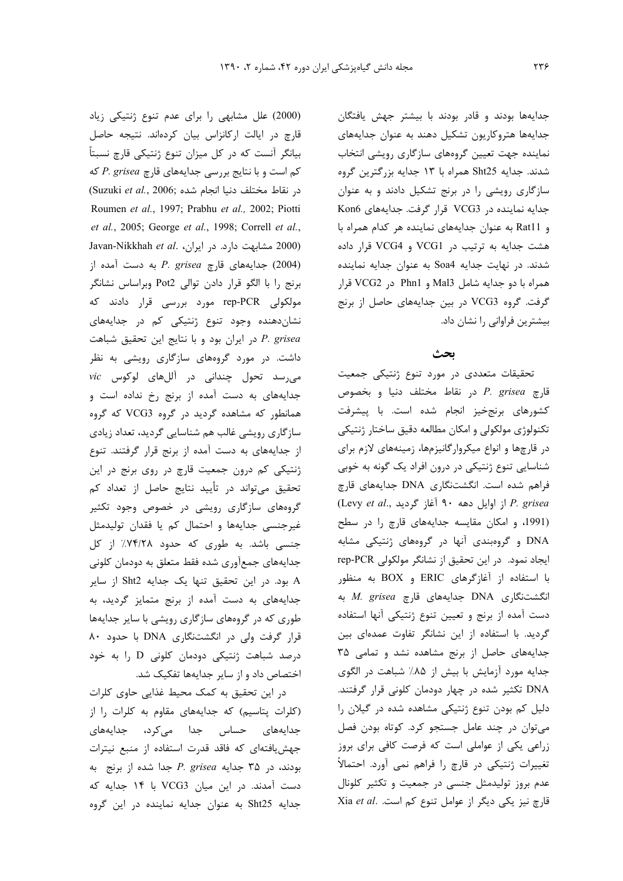جدایه‌ها بودند و قادر بودند با بیشتر جهش یافتگان جدایه‌ها هتروکاریون تشکیل دهند به عنوان جدایه‌های نماینده جهت تعیین گروه‌های سازگاری رویشی انتخاب شدند. جدایه Sht25 همراه با ۱۳ جدایه بزرگترین گروه سازگاری رویشی را در برنج تشکیل دادند و به عنوان جدایه نماینده در VCG3 قرار گرفت. جدایه‌های Kon6 و Rat11 به عنوان جدایه‌های نماینده هر کدام همراه با هشت جدایه به ترتیب در VCG1 و VCG4 قرار داده شدند. در نهایت جدایه Soa4 به عنوان جدایه نماینده همراه با دو جدایه شامل Mal3 و Phn1 در VCG2 قرار گرفت. گروه VCG3 در بین جدایه‌های حاصل از برنج بیشترین فراوانی را نشان داد.

## بحث

تحقیقات متعددی در مورد تنوع ژنتیکی جمعیت قارچ *P. grisea* در نقاط مختلف دنیا و بخصوص کشورهای برنج‌خیز انجام شده است. با پیشرفت تکنولوژی مولکولی و امکان مطالعه دقیق ساختار ژنتیکی در قارچ‌ها و انواع میکروارگانیزم‌ها، زمینه‌های لازم برای شناسایی تنوع ژنتیکی در درون افراد یک گونه به خوبی فراهم شده است. انگشت‌نگاری DNA جدایه‌های قارچ *P. grisea* از اوایل دهه ۹۰ آغاز گردید (Levy *et al*., 1991)، و امکان مقایسه جدایه‌های قارچ را در سطح DNA و گروه‌بندی آنها در گروه‌های ژنتیکی مشابه ایجاد نمود. در این تحقیق از نشانگر مولکولی rep-PCR با استفاده از آغازگرهای ERIC و BOX به منظور انگشت‌نگاری DNA جدایه‌های قارچ *M. grisea* به دست آمده از برنج و تعیین تنوع ژنتیکی آنها استفاده گردید. با استفاده از این نشانگر تفاوت عمده‌ای بین جدایه‌های حاصل از برنج مشاهده نشد و تمامی ۳۵ جدایه مورد آزمایش با بیش از ۸۵٪ شباهت در الگوی DNA تکثیر شده در چهار دودمان کلونی قرار گرفتند. دلیل کم بودن تنوع ژنتیکی مشاهده شده در گیلان را می‌توان در چند عامل جستجو کرد. کوتاه بودن فصل زراعی یکی از عواملی است که فرصت کافی برای بروز تغییرات ژنتیکی در قارچ را فراهم نمی آورد. احتمالاً عدم بروز تولیدمثل جنسی در جمعیت و تکثیر کلونال قارچ نیز یکی دیگر از عوامل تنوع کم است. Xia *et al*. (2000) علل مشابهی را برای عدم تنوع ژنتیکی زیاد قارچ در ایالت ارکانزاس بیان کرده‌اند. نتیجه حاصل بیانگر آنست که در کل میزان تنوع ژنتیکی قارچ نسبتاً کم است و با نتایج بررسی جدایه‌های قارچ *P. grisea* که در نقاط مختلف دنیا انجام شده (Suzuki *et al*., 2006; Roumen *et al*., 1997; Prabhu *et al.,* 2002; Piotti *et al*., 2005; George *et al*., 1998; Correll *et al*., 2000) مشابهت دارد. در ایران، Javan-Nikkhah *et al*. (2004) جدایه‌های قارچ *P. grisea* به دست آمده از برنج را با الگو قرار دادن توالی Pot2 وبراساس نشانگر مولکولی rep-PCR مورد بررسی قرار دادند که نشان‌دهنده وجود تنوع ژنتیکی کم در جدایه‌های *P. grisea* در ایران بود و با نتایج این تحقیق شباهت داشت. در مورد گروه‌های سازگاری رویشی به نظر می‌رسد تحول چندانی در آلل‌های لوکوس *vic* جدایه‌های به دست آمده از برنج رخ نداده است و همانطور که مشاهده گردید در گروه VCG3 که گروه سازگاری رویشی غالب هم شناسایی گردید، تعداد زیادی از جدایه‌های به دست آمده از برنج قرار گرفتند. تنوع ژنتیکی کم درون جمعیت قارچ در روی برنج در این تحقیق می‌تواند در تأیید نتایج حاصل از تعداد کم گروه‌های سازگاری رویشی در خصوص وجود تکثیر غیرجنسی جدایه‌ها و احتمال کم یا فقدان تولیدمثل جنسی باشد. به طوری که حدود ۷۴/۲۸٪ از کل جدایه‌های جمع‌آوری شده فقط متعلق به دودمان کلونی A بود. در این تحقیق تنها یک جدایه Sht2 از سایر جدایه‌های به دست آمده از برنج متمایز گردید، به طوری که در گروه‌های سازگاری رویشی با سایر جدایه‌ها قرار گرفت ولی در انگشت‌نگاری DNA با حدود ۸۰ درصد شباهت ژنتیکی دودمان کلونی D را به خود اختصاص داد و از سایر جدایه‌ها تفکیک شد.

در این تحقیق به کمک محیط غذایی حاوی کلرات (کلرات پتاسیم) که جدایه‌های مقاوم به کلرات را از جدایه‌های حساس جدا می‌کرد، جدایه‌های جهش‌یافته‌ای که فاقد قدرت استفاده از منبع نیترات بودند، در ۳۵ جدایه *P. grisea* جدا شده از برنج به دست آمدند. در این میان VCG3 با ۱۴ جدایه که جدایه Sht25 به عنوان جدایه نماینده در این گروه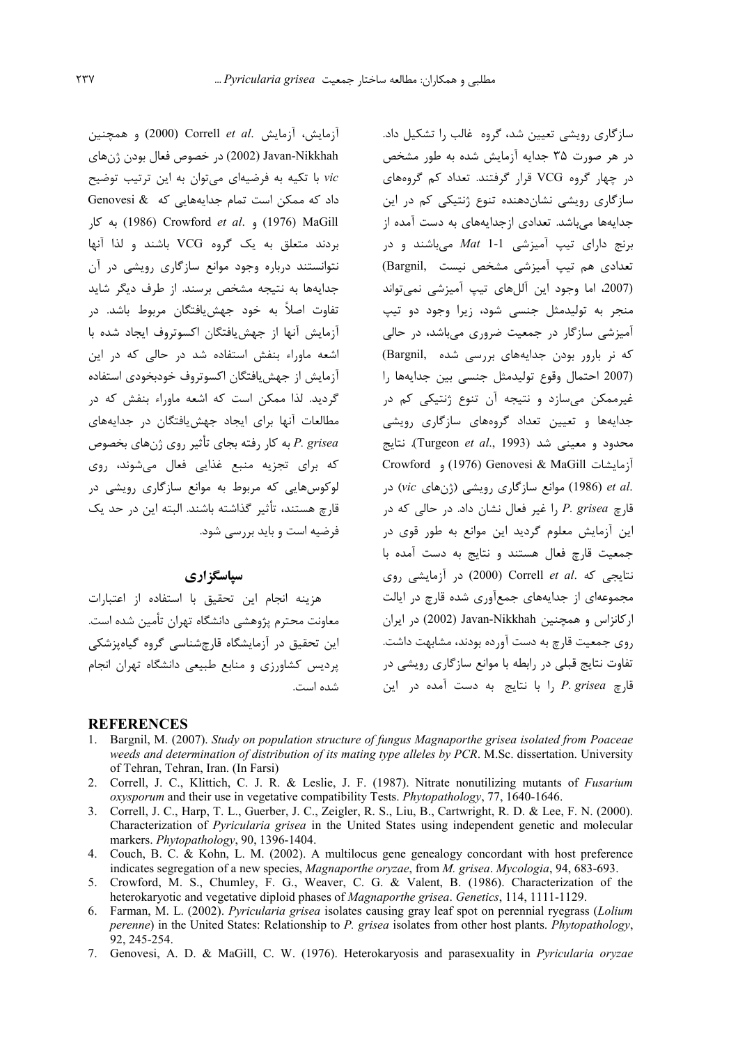سازگاری رویشی تعیین شد، گروه غالب را تشکیل داد. در هر صورت ۳۵ جدایه آزمایش شده به طور مشخص در چهار گروه VCG قرار گرفتند. تعداد کم گروه‌های سازگاری رویشی نشان‌دهنده تنوع ژنتیکی کم در این جدایه‌ها می‌باشد. تعدادی ازجدایه‌های به دست آمده از برنج دارای تیپ آمیزشی *Mat* 1-1 می‌باشند و در تعدادی هم تیپ آمیزشی مشخص نیست (Bargnil, 2007)، اما وجود این آلل‌های تیپ آمیزشی نمی‌تواند منجر به تولیدمثل جنسی شود، زیرا وجود دو تیپ آمیزشی سازگار در جمعیت ضروری می‌باشد، در حالی که نر بارور بودن جدایه‌های بررسی شده (Bargnil, 2007) احتمال وقوع تولیدمثل جنسی بین جدایه‌ها را غیرممکن می‌سازد و نتیجه آن تنوع ژنتیکی کم در جدایه‌ها و تعیین تعداد گروه‌های سازگاری رویشی محدود و معینی شد (Turgeon *et al*., 1993). نتایج آزمایشات Genovesi & MaGill (1976) و Crowford *et al*. (1986) موانع سازگاری رویشی (ژن‌های *vic*) در قارچ *P. grisea* را غیر فعال نشان داد. در حالی که در این آزمایش معلوم گردید این موانع به طور قوی در جمعیت قارچ فعال هستند و نتایج به دست آمده با نتایجی که Correll *et al*. (2000) در آزمایشی روی مجموعه‌ای از جدایه‌های جمع‌آوری شده قارچ در ایالت ارکانزاس و همچنین Javan-Nikkhah (2002) در ایران روی جمعیت قارچ به دست آورده بودند، مشابهت داشت. تفاوت نتایج قبلی در رابطه با موانع سازگاری رویشی در قارچ *P. grisea* را با نتایج به دست آمده در این آزمایش، آزمایش Correll *et al*. (2000) و همچنین Javan-Nikkhah (2002) در خصوص فعال بودن ژن‌های *vic* با تکیه به فرضیه‌ای می‌توان به این ترتیب توضیح داد که ممکن است تمام جدایه‌هایی که Genovesi & MaGill (1976) و Crowford *et al*. (1986) به کار بردند متعلق به یک گروه VCG باشند و لذا آنها نتوانستند درباره وجود موانع سازگاری رویشی در آن جدایه‌ها به نتیجه مشخص برسند. از طرف دیگر شاید تفاوت اصلاً به خود جهش‌یافتگان مربوط باشد. در آزمایش آنها از جهش‌یافتگان اکسوتروف ایجاد شده با اشعه ماوراء بنفش استفاده شد در حالی که در این آزمایش از جهش‌یافتگان اکسوتروف خودبخودی استفاده گردید. لذا ممکن است که اشعه ماوراء بنفش که در مطالعات آنها برای ایجاد جهش‌یافتگان در جدایه‌های *P. grisea* به کار رفته بجای تأثیر روی ژن‌های بخصوص که برای تجزیه منبع غذایی فعال می‌شوند، روی لوکوس‌هایی که مربوط به موانع سازگاری رویشی در قارچ هستند، تأثیر گذاشته باشند. البته این در حد یک فرضیه است و باید بررسی شود.

## سپاسگزاری

هزینه انجام این تحقیق با استفاده از اعتبارات معاونت محترم پژوهشی دانشگاه تهران تأمین شده است. این تحقیق در آزمایشگاه قارچ‌شناسی گروه گیاه‌پزشکی پردیس کشاورزی و منابع طبیعی دانشگاه تهران انجام شده است.

## REFERENCES

1. Bargnil, M. (2007). *Study on population structure of fungus Magnaporthe grisea isolated from Poaceae weeds and determination of distribution of its mating type alleles by PCR*. M.Sc. dissertation. University of Tehran, Tehran, Iran. (In Farsi)
2. Correll, J. C., Klittich, C. J. R. & Leslie, J. F. (1987). Nitrate nonutilizing mutants of *Fusarium oxysporum* and their use in vegetative compatibility Tests. *Phytopathology*, 77, 1640-1646.
3. Correll, J. C., Harp, T. L., Guerber, J. C., Zeigler, R. S., Liu, B., Cartwright, R. D. & Lee, F. N. (2000). Characterization of *Pyricularia grisea* in the United States using independent genetic and molecular markers. *Phytopathology*, 90, 1396-1404.
4. Couch, B. C. & Kohn, L. M. (2002). A multilocus gene genealogy concordant with host preference indicates segregation of a new species, *Magnaporthe oryzae*, from *M. grisea*. *Mycologia*, 94, 683-693.
5. Crowford, M. S., Chumley, F. G., Weaver, C. G. & Valent, B. (1986). Characterization of the heterokaryotic and vegetative diploid phases of *Magnaporthe grisea*. *Genetics*, 114, 1111-1129.
6. Farman, M. L. (2002). *Pyricularia grisea* isolates causing gray leaf spot on perennial ryegrass (*Lolium perenne*) in the United States: Relationship to *P. grisea* isolates from other host plants. *Phytopathology*, 92, 245-254.
7. Genovesi, A. D. & MaGill, C. W. (1976). Heterokaryosis and parasexuality in *Pyricularia oryzae*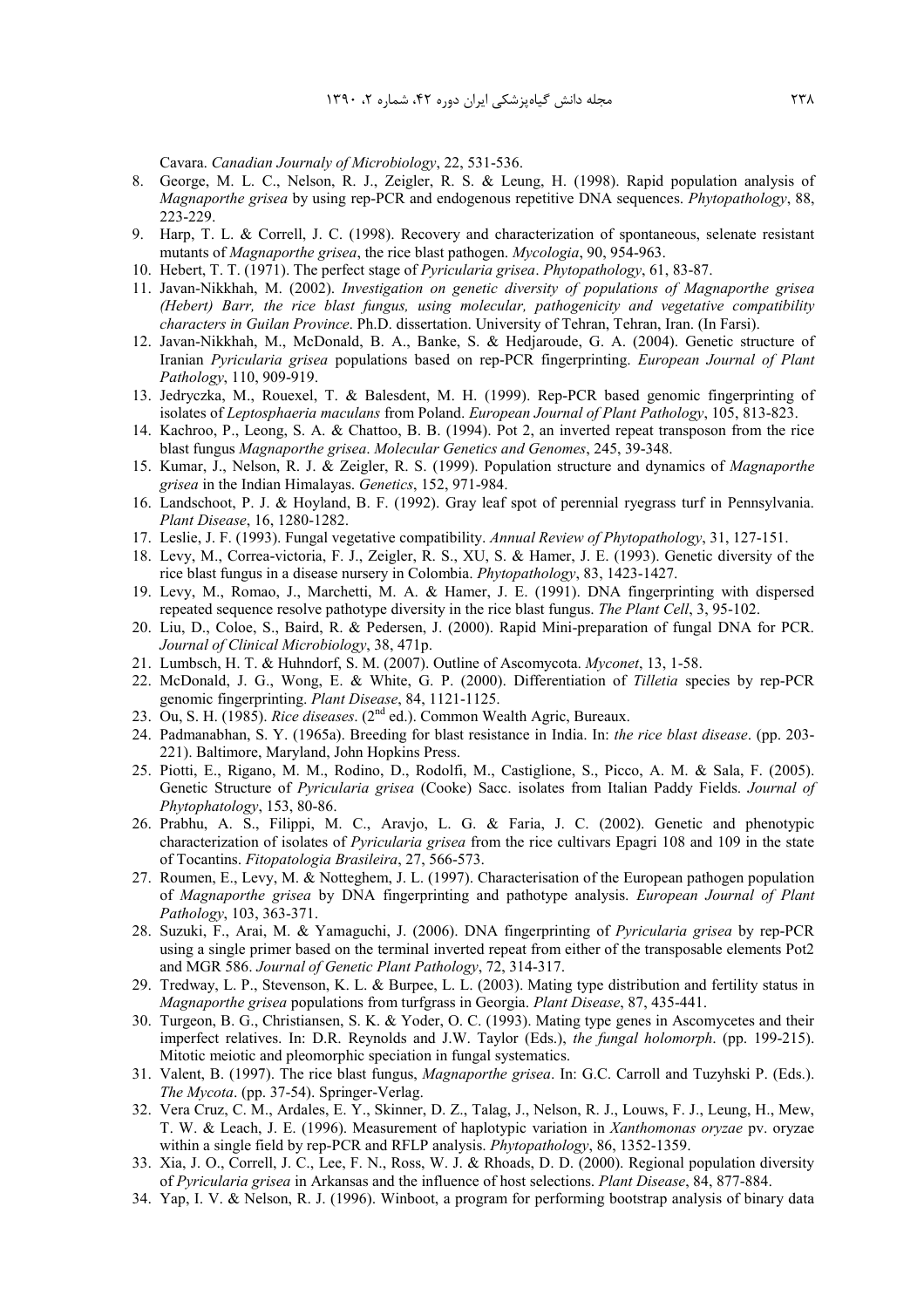Cavara. *Canadian Journaly of Microbiology*, 22, 531-536.

8. George, M. L. C., Nelson, R. J., Zeigler, R. S. & Leung, H. (1998). Rapid population analysis of *Magnaporthe grisea* by using rep-PCR and endogenous repetitive DNA sequences. *Phytopathology*, 88, 223-229.
9. Harp, T. L. & Correll, J. C. (1998). Recovery and characterization of spontaneous, selenate resistant mutants of *Magnaporthe grisea*, the rice blast pathogen. *Mycologia*, 90, 954-963.
10. Hebert, T. T. (1971). The perfect stage of *Pyricularia grisea*. *Phytopathology*, 61, 83-87.
11. Javan-Nikkhah, M. (2002). *Investigation on genetic diversity of populations of Magnaporthe grisea (Hebert) Barr, the rice blast fungus, using molecular, pathogenicity and vegetative compatibility characters in Guilan Province*. Ph.D. dissertation. University of Tehran, Tehran, Iran. (In Farsi).
12. Javan-Nikkhah, M., McDonald, B. A., Banke, S. & Hedjaroude, G. A. (2004). Genetic structure of Iranian *Pyricularia grisea* populations based on rep-PCR fingerprinting. *European Journal of Plant Pathology*, 110, 909-919.
13. Jedryczka, M., Rouexel, T. & Balesdent, M. H. (1999). Rep-PCR based genomic fingerprinting of isolates of *Leptosphaeria maculans* from Poland. *European Journal of Plant Pathology*, 105, 813-823.
14. Kachroo, P., Leong, S. A. & Chattoo, B. B. (1994). Pot 2, an inverted repeat transposon from the rice blast fungus *Magnaporthe grisea*. *Molecular Genetics and Genomes*, 245, 39-348.
15. Kumar, J., Nelson, R. J. & Zeigler, R. S. (1999). Population structure and dynamics of *Magnaporthe grisea* in the Indian Himalayas. *Genetics*, 152, 971-984.
16. Landschoot, P. J. & Hoyland, B. F. (1992). Gray leaf spot of perennial ryegrass turf in Pennsylvania. *Plant Disease*, 16, 1280-1282.
17. Leslie, J. F. (1993). Fungal vegetative compatibility. *Annual Review of Phytopathology*, 31, 127-151.
18. Levy, M., Correa-victoria, F. J., Zeigler, R. S., XU, S. & Hamer, J. E. (1993). Genetic diversity of the rice blast fungus in a disease nursery in Colombia. *Phytopathology*, 83, 1423-1427.
19. Levy, M., Romao, J., Marchetti, M. A. & Hamer, J. E. (1991). DNA fingerprinting with dispersed repeated sequence resolve pathotype diversity in the rice blast fungus. *The Plant Cell*, 3, 95-102.
20. Liu, D., Coloe, S., Baird, R. & Pedersen, J. (2000). Rapid Mini-preparation of fungal DNA for PCR. *Journal of Clinical Microbiology*, 38, 471p.
21. Lumbsch, H. T. & Huhndorf, S. M. (2007). Outline of Ascomycota. *Myconet*, 13, 1-58.
22. McDonald, J. G., Wong, E. & White, G. P. (2000). Differentiation of *Tilletia* species by rep-PCR genomic fingerprinting. *Plant Disease*, 84, 1121-1125.
23. Ou, S. H. (1985). *Rice diseases*. (2nd ed.). Common Wealth Agric, Bureaux.
24. Padmanabhan, S. Y. (1965a). Breeding for blast resistance in India. In: *the rice blast disease*. (pp. 203-221). Baltimore, Maryland, John Hopkins Press.
25. Piotti, E., Rigano, M. M., Rodino, D., Rodolfi, M., Castiglione, S., Picco, A. M. & Sala, F. (2005). Genetic Structure of *Pyricularia grisea* (Cooke) Sacc. isolates from Italian Paddy Fields. *Journal of Phytophatology*, 153, 80-86.
26. Prabhu, A. S., Filippi, M. C., Aravjo, L. G. & Faria, J. C. (2002). Genetic and phenotypic characterization of isolates of *Pyricularia grisea* from the rice cultivars Epagri 108 and 109 in the state of Tocantins. *Fitopatologia Brasileira*, 27, 566-573.
27. Roumen, E., Levy, M. & Notteghem, J. L. (1997). Characterisation of the European pathogen population of *Magnaporthe grisea* by DNA fingerprinting and pathotype analysis. *European Journal of Plant Pathology*, 103, 363-371.
28. Suzuki, F., Arai, M. & Yamaguchi, J. (2006). DNA fingerprinting of *Pyricularia grisea* by rep-PCR using a single primer based on the terminal inverted repeat from either of the transposable elements Pot2 and MGR 586. *Journal of Genetic Plant Pathology*, 72, 314-317.
29. Tredway, L. P., Stevenson, K. L. & Burpee, L. L. (2003). Mating type distribution and fertility status in *Magnaporthe grisea* populations from turfgrass in Georgia. *Plant Disease*, 87, 435-441.
30. Turgeon, B. G., Christiansen, S. K. & Yoder, O. C. (1993). Mating type genes in Ascomycetes and their imperfect relatives. In: D.R. Reynolds and J.W. Taylor (Eds.), *the fungal holomorph*. (pp. 199-215). Mitotic meiotic and pleomorphic speciation in fungal systematics.
31. Valent, B. (1997). The rice blast fungus, *Magnaporthe grisea*. In: G.C. Carroll and Tuzyhski P. (Eds.). *The Mycota*. (pp. 37-54). Springer-Verlag.
32. Vera Cruz, C. M., Ardales, E. Y., Skinner, D. Z., Talag, J., Nelson, R. J., Louws, F. J., Leung, H., Mew, T. W. & Leach, J. E. (1996). Measurement of haplotypic variation in *Xanthomonas oryzae* pv. oryzae within a single field by rep-PCR and RFLP analysis. *Phytopathology*, 86, 1352-1359.
33. Xia, J. O., Correll, J. C., Lee, F. N., Ross, W. J. & Rhoads, D. D. (2000). Regional population diversity of *Pyricularia grisea* in Arkansas and the influence of host selections. *Plant Disease*, 84, 877-884.
34. Yap, I. V. & Nelson, R. J. (1996). Winboot, a program for performing bootstrap analysis of binary data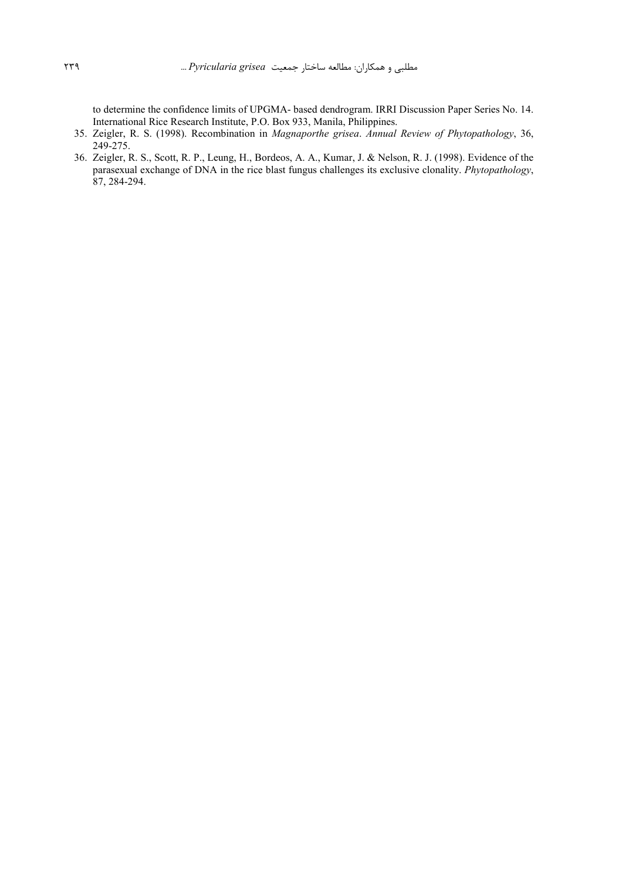to determine the confidence limits of UPGMA- based dendrogram. IRRI Discussion Paper Series No. 14. International Rice Research Institute, P.O. Box 933, Manila, Philippines.

35. Zeigler, R. S. (1998). Recombination in *Magnaporthe grisea*. *Annual Review of Phytopathology*, 36, 249-275.
36. Zeigler, R. S., Scott, R. P., Leung, H., Bordeos, A. A., Kumar, J. & Nelson, R. J. (1998). Evidence of the parasexual exchange of DNA in the rice blast fungus challenges its exclusive clonality. *Phytopathology*, 87, 284-294.